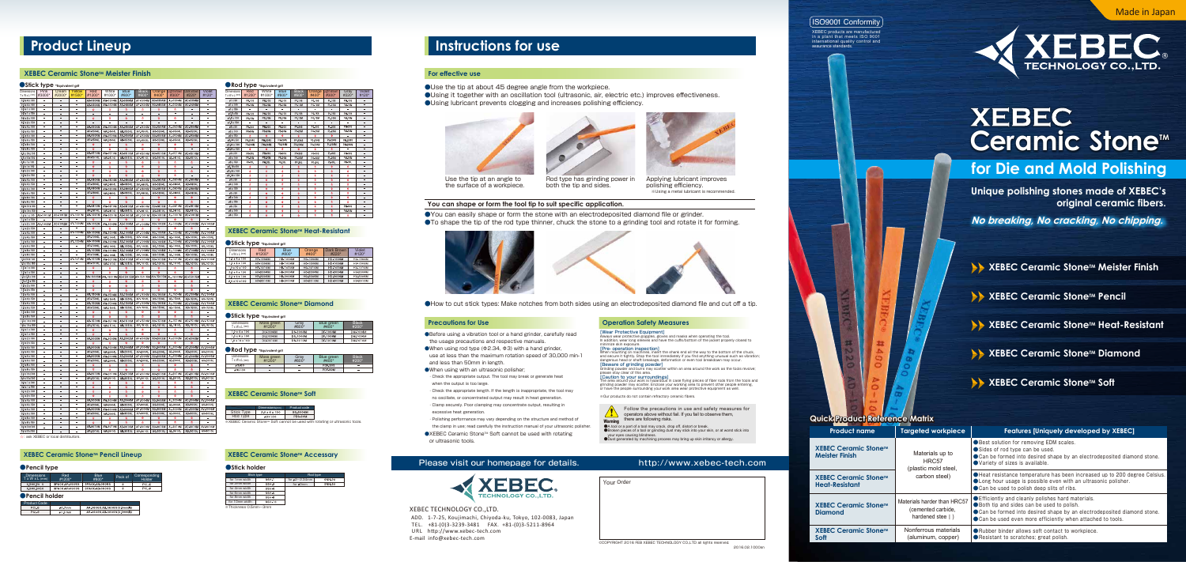# Product Lineup

## XEBEC Ceramic Stone™ Meister Finish

### Stick type

### Rod type

## XEBEC Ceramic Stone™ Heat-Resistant

### Stick type

| Dimensions T x W x L (mm) | Red #1200 | Blue #800 | Orange #400 | Dark Brown #220 | Violet #120 |
|---|---|---|---|---|---|
| 1 x 4 x 100 | | | | | |
| 1 x 6 x 100 | | | | | |
| 1 x 10 x 100 | | | | | |
| 2 x 4 x 100 | | | | | |
| 2 x 6 x 100 | | | | | |
| 2 x 10 x 100 | | | | | |

## XEBEC Ceramic Stone™ Diamond

### Stick type

| Dimensions T x W x L (mm) | Moss green #1200 | Gray #600 | Blue green #400 | Black #220 |
|---|---|---|---|---|
| 1 x 4 x 100 | | | | |
| 1 x 6 x 100 | | | | |
| 1 x 10 x 100 | | | | |

### Rod type

| Dimensions | Moss green #1200 | Gray #600 | Blue green #400 | Black #220 |
|---|---|---|---|---|
| φ3 x 100 | – | – | | – |
| φ4 x 100 | – | – | | – |

## XEBEC Ceramic Stone™ Soft

| | Dimensions (mm) | Product code |
|---|---|---|
| Stick type | 2.2 x 4 x 100 | |
| Rod type | φ3 x 100 | |

※XEBEC Ceramic Stone™ Soft cannot be used with rotating or ultrasonic tools.

## XEBEC Ceramic Stone™ Pencil Lineup

### Pencil type

| Dimensions T x W x L (mm) | Red #1200 | Blue #800 | Pack of | Corresponding Holder |
|---|---|---|---|---|
| | | | | |
| | | | | |

### Pencil holder

| Product Code | | |
|---|---|---|
| | | |
| | | |

## XEBEC Ceramic Stone™ Accessary

### Stick holder

# Instructions for use

## For effective use

- Use the tip at about 45 degree angle from the workpiece.
- Using it together with an oscillation tool (ultrasonic, air, electric etc.) improves effectiveness.
- Using lubricant prevents clogging and increases polishing efficiency.

Use the tip at an angle to the surface of a workpiece.

Rod type has grinding power in both the tip and sides.

Applying lubricant improves polishing efficiency.
※Using a metal lubricant is recommended.

## You can shape or form the tool tip to suit specific application.

- You can easily shape or form the stone with an electrodeposited diamond file or grinder.
- To shape the tip of the rod type thinner, chuck the stone to a grinding tool and rotate it for forming.

- How to cut stick types: Make notches from both sides using an electrodeposited diamond file and cut off a tip.

## Precautions for Use

- Before using a vibration tool or a hand grinder, carefully read the usage precautions and respective manuals.
- When using rod type (Φ2.34, Φ3) with a hand grinder, use at less than the maximum rotation speed of 30,000 min-1 and less than 50mm in length.
- When using with an ultrasonic polisher;
  - Check the appropriate output. The tool may break or generate heat when the output is too large.
  - Check the appropriate length. If the length is inappropriate, the tool may no oscillate, or concentrated output may result in heat generation.
  - Clamp securely. Poor clamping may concentrate output, resulting in excessive heat generation.
  - Polishing performance may vary depending on the structure and method of the clamp in use; read carefully the instruction manual of your ultrasonic polisher.
- XEBEC Ceramic Stone™ Soft cannot be used with rotating or ultrasonic tools.

## Operation Safety Measures

**[Wear Protective Equipment]**
Always wear protective goggles, gloves and masks when operating the tool. In addition, wear long sleeves and have the cuffs/bottom of the jacket properly closed to minimize skin exposure.

**[Pre-operation inspection]**
When mounting on machines, insert the shank and all the way to the bottom of the chuck, and secure it tightly. Stop the tool immediately if you find anything unusual such as vibration; dangerous head or shaft breakage, deformation or even tool breakdown may occur.

**[Beware of grinding powder]**
Grinding powder and burrs may scatter within an area around the work as the tools revolve; please stay clear of this area.

**[Caution to your surroundings]**
The area around your work is hazardous in case flying pieces of fiber rods from the tools and grinding powder may scatter. Enclose your working area to prevent other people entering, or have the people surrounding your work area wear protective equipment as well.

※Our products do not contain refractory ceramic fibers.

**Warning**
Follow the precautions in use and safety measures for operators above without fail. If you fail to observe them, there are following risks.
- A tool or a part of a tool may crack, drop off, distort or break.
- Broken pieces of a tool or grinding dust may stick into your skin, or at worst stick into your eyes causing blindness.
- Dust generated by machining process may bring up skin irritancy or allergy.

Please visit our homepage for details. http://www.xebec-tech.com

XEBEC TECHNOLOGY CO.,LTD.
ADD. 1-7-25, Koujimachi, Chiyoda-ku, Tokyo, 102-0083, Japan
TEL. +81-(0)3-3239-3481 FAX. +81-(0)3-5211-8964
URL http://www.xebec-tech.com
E-mail info@xebec-tech.com

Your Order

©COPYRIGHT 2016 FEM XEBEC TECHNOLOGY CO.,LTD all rights reserved.

ISO9001 Conformity
XEBEC products are manufactured in a plant that meets ISO 9001 international quality control and assurance standards.

Made in Japan

XEBEC TECHNOLOGY CO.,LTD.

# XEBEC Ceramic Stone™

## for Die and Mold Polishing

**Unique polishing stones made of XEBEC's original ceramic fibers.**

***No breaking, No cracking, No chipping.***

- XEBEC Ceramic Stone™ Meister Finish
- XEBEC Ceramic Stone™ Pencil
- XEBEC Ceramic Stone™ Heat-Resistant
- XEBEC Ceramic Stone™ Diamond
- XEBEC Ceramic Stone™ Soft

## Quick Product Reference Matrix

| Product name | Targeted workpiece | Features [Uniquely developed by XEBEC] |
|---|---|---|
| XEBEC Ceramic Stone™ Meister Finish | Materials up to HRC57 (plastic mold steel, carbon steel) | ● Best solution for removing EDM scales. ● Sides of rod type can be used. ● Can be formed into desired shape by an electrodeposited diamond stone. ● Variety of sizes is available. |
| XEBEC Ceramic Stone™ Heat-Resistant | | ● Heat resistance temperature has been increased up to 200 degree Celsius. ● Long hour usage is possible even with an ultrasonic polisher. ● Can be used to polish deep slits of ribs. |
| XEBEC Ceramic Stone™ Diamond | Materials harder than HRC57 (cemented carbide, hardened steel) | ● Efficiently and cleanly polishes hard materials. ● Both tip and sides can be used to polish. ● Can be formed into desired shape by an electrodeposited diamond stone. ● Can be used even more efficiently when attached to tools. |
| XEBEC Ceramic Stone™ Soft | Nonferrous materials (aluminum, copper) | ● Rubber binder allows soft contact to workpiece. ● Resistant to scratches; great polish. |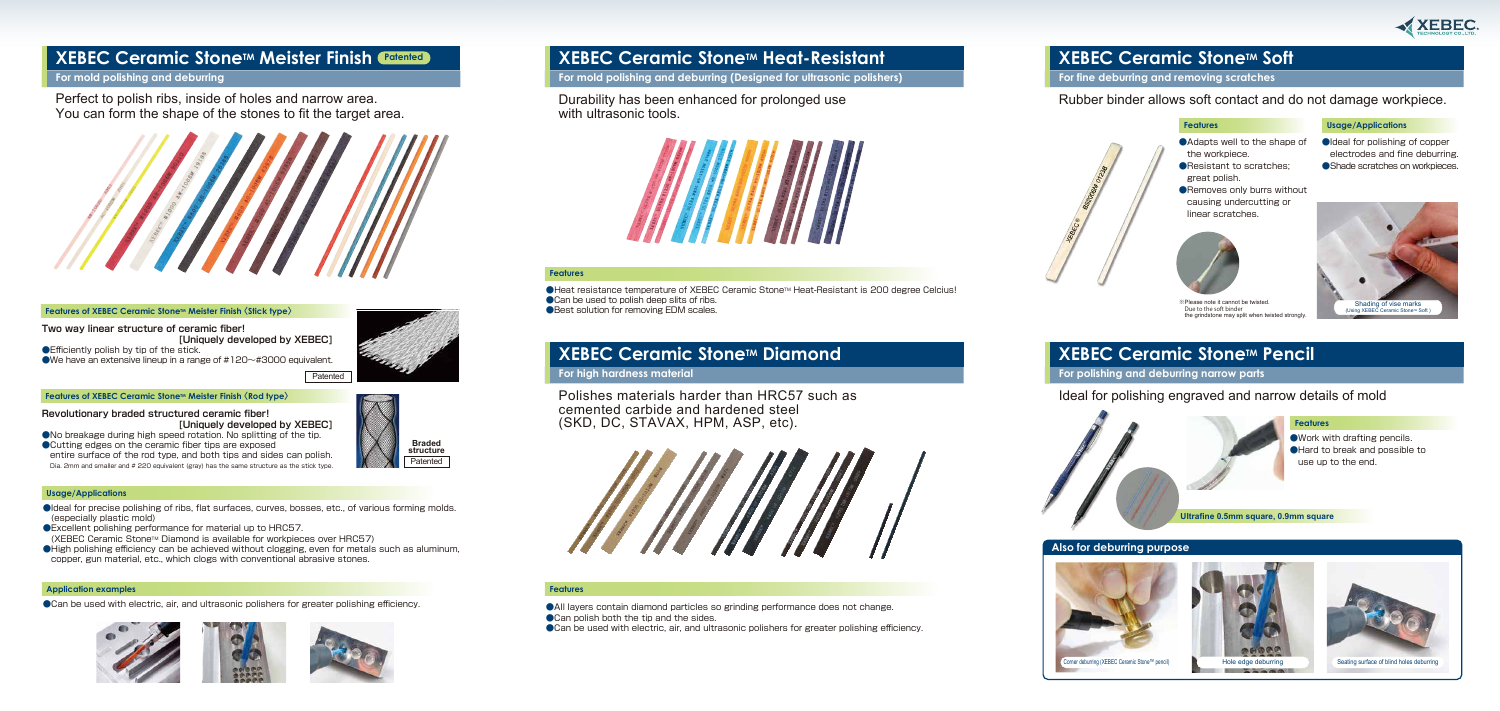# XEBEC Ceramic Stone™ Meister Finish Patented

**For mold polishing and deburring**

Perfect to polish ribs, inside of holes and narrow area.
You can form the shape of the stones to fit the target area.

### Features of XEBEC Ceramic Stone™ Meister Finish (Stick type)

**Two way linear structure of ceramic fiber!**
**[Uniquely developed by XEBEC]**

- Efficiently polish by tip of the stick.
- We have an extensive lineup in a range of #120~#3000 equivalent.

Patented

### Features of XEBEC Ceramic Stone™ Meister Finish (Rod type)

**Revolutionary braded structured ceramic fiber!**
**[Uniquely developed by XEBEC]**

- No breakage during high speed rotation. No splitting of the tip.
- Cutting edges on the ceramic fiber tips are exposed entire surface of the rod type, and both tips and sides can polish.
  Dia. 2mm and smaller and # 220 equivalent (gray) has the same structure as the stick type.

Braded structure
Patented

### Usage/Applications

- Ideal for precise polishing of ribs, flat surfaces, curves, bosses, etc., of various forming molds. (especially plastic mold)
- Excellent polishing performance for material up to HRC57.
  (XEBEC Ceramic Stone™ Diamond is available for workpieces over HRC57)
- High polishing efficiency can be achieved without clogging, even for metals such as aluminum, copper, gun material, etc., which clogs with conventional abrasive stones.

### Application examples

- Can be used with electric, air, and ultrasonic polishers for greater polishing efficiency.

# XEBEC Ceramic Stone™ Heat-Resistant

**For mold polishing and deburring (Designed for ultrasonic polishers)**

Durability has been enhanced for prolonged use with ultrasonic tools.

### Features

- Heat resistance temperature of XEBEC Ceramic Stone™ Heat-Resistant is 200 degree Celcius!
- Can be used to polish deep slits of ribs.
- Best solution for removing EDM scales.

# XEBEC Ceramic Stone™ Diamond

**For high hardness material**

Polishes materials harder than HRC57 such as cemented carbide and hardened steel (SKD, DC, STAVAX, HPM, ASP, etc).

### Features

- All layers contain diamond particles so grinding performance does not change.
- Can polish both the tip and the sides.
- Can be used with electric, air, and ultrasonic polishers for greater polishing efficiency.

# XEBEC Ceramic Stone™ Soft

**For fine deburring and removing scratches**

Rubber binder allows soft contact and do not damage workpiece.

### Features

- Adapts well to the shape of the workpiece.
- Resistant to scratches; great polish.
- Removes only burrs without causing undercutting or linear scratches.

※Please note it cannot be twisted. Due to the soft binder the grindstone may split when twisted strongly.

### Usage/Applications

- Ideal for polishing of copper electrodes and fine deburring.
- Shade scratches on workpieces.

Shading of vise marks (using XEBEC Ceramic Stone™ Soft)

# XEBEC Ceramic Stone™ Pencil

**For polishing and deburring narrow parts**

Ideal for polishing engraved and narrow details of mold

### Features

- Work with drafting pencils.
- Hard to break and possible to use up to the end.

**Ultrafine 0.5mm square, 0.9mm square**

### Also for deburring purpose

Corner deburring (XEBEC Ceramic Stone™ pencil)

Hole edge deburring

Seating surface of blind holes deburring